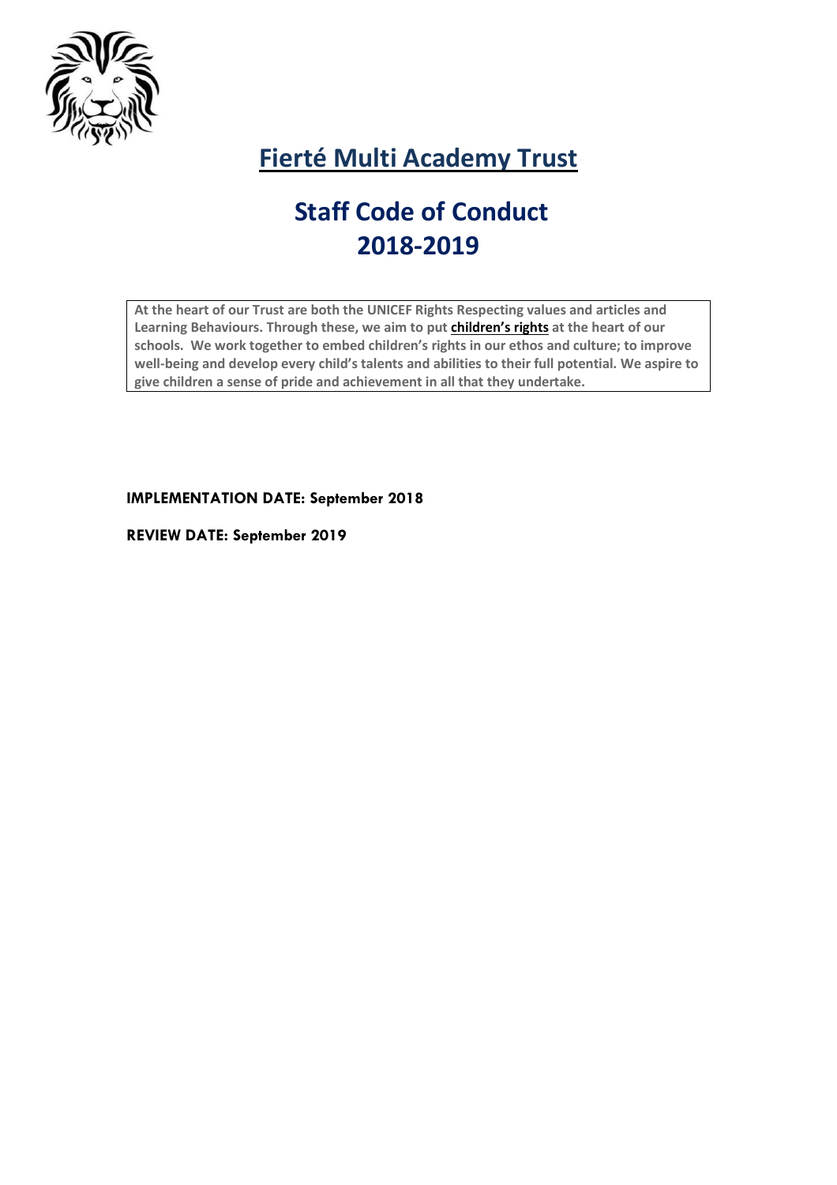# Fierté Multi Academy Trust

# Staff Code of Conduct
# 2018-2019

**At the heart of our Trust are both the UNICEF Rights Respecting values and articles and Learning Behaviours. Through these, we aim to put children's rights at the heart of our schools. We work together to embed children's rights in our ethos and culture; to improve well-being and develop every child's talents and abilities to their full potential. We aspire to give children a sense of pride and achievement in all that they undertake.**

**IMPLEMENTATION DATE: September 2018**

**REVIEW DATE: September 2019**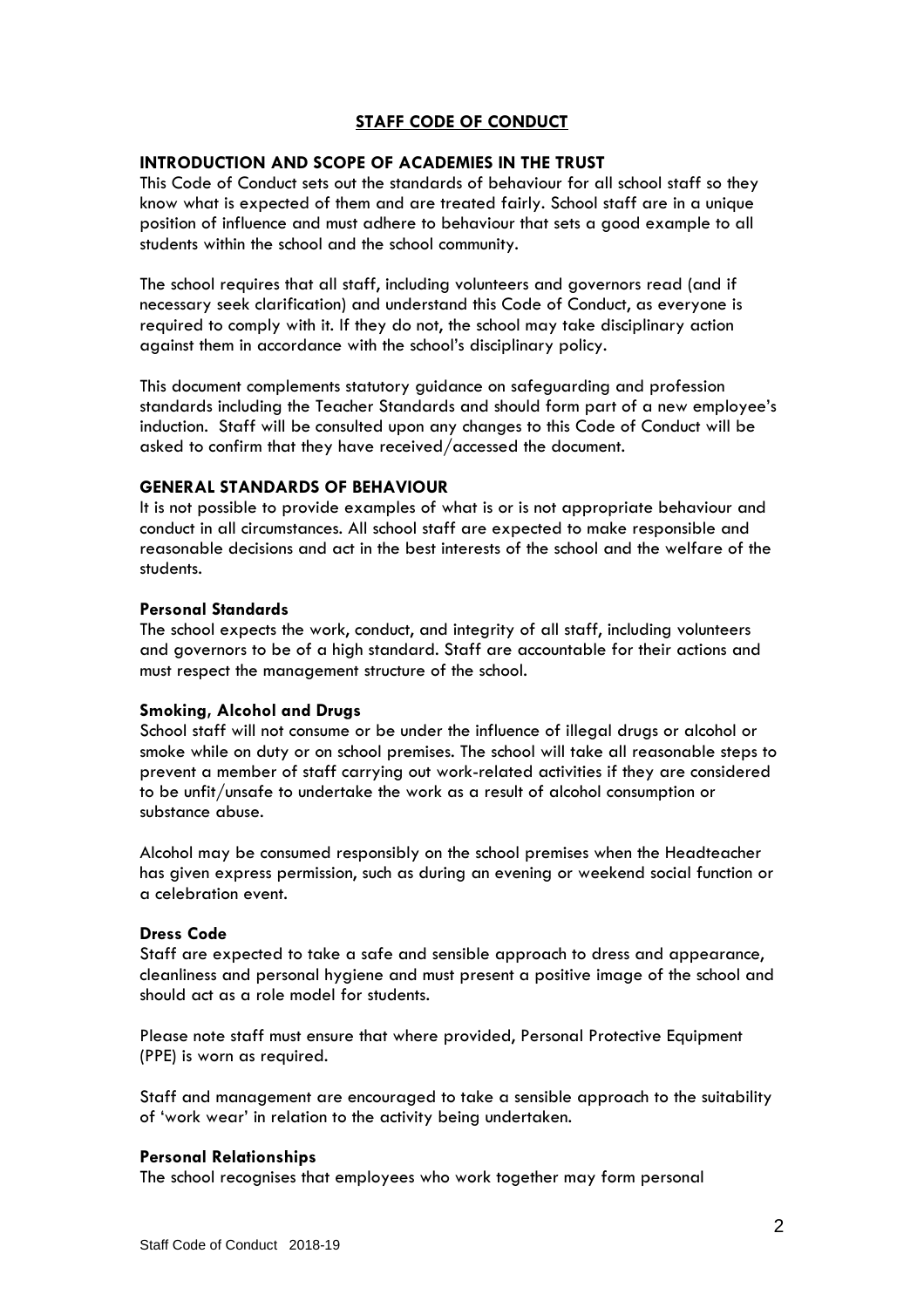## STAFF CODE OF CONDUCT

### INTRODUCTION AND SCOPE OF ACADEMIES IN THE TRUST

This Code of Conduct sets out the standards of behaviour for all school staff so they know what is expected of them and are treated fairly. School staff are in a unique position of influence and must adhere to behaviour that sets a good example to all students within the school and the school community.

The school requires that all staff, including volunteers and governors read (and if necessary seek clarification) and understand this Code of Conduct, as everyone is required to comply with it. If they do not, the school may take disciplinary action against them in accordance with the school's disciplinary policy.

This document complements statutory guidance on safeguarding and profession standards including the Teacher Standards and should form part of a new employee's induction. Staff will be consulted upon any changes to this Code of Conduct will be asked to confirm that they have received/accessed the document.

### GENERAL STANDARDS OF BEHAVIOUR

It is not possible to provide examples of what is or is not appropriate behaviour and conduct in all circumstances. All school staff are expected to make responsible and reasonable decisions and act in the best interests of the school and the welfare of the students.

#### Personal Standards

The school expects the work, conduct, and integrity of all staff, including volunteers and governors to be of a high standard. Staff are accountable for their actions and must respect the management structure of the school.

#### Smoking, Alcohol and Drugs

School staff will not consume or be under the influence of illegal drugs or alcohol or smoke while on duty or on school premises. The school will take all reasonable steps to prevent a member of staff carrying out work-related activities if they are considered to be unfit/unsafe to undertake the work as a result of alcohol consumption or substance abuse.

Alcohol may be consumed responsibly on the school premises when the Headteacher has given express permission, such as during an evening or weekend social function or a celebration event.

#### Dress Code

Staff are expected to take a safe and sensible approach to dress and appearance, cleanliness and personal hygiene and must present a positive image of the school and should act as a role model for students.

Please note staff must ensure that where provided, Personal Protective Equipment (PPE) is worn as required.

Staff and management are encouraged to take a sensible approach to the suitability of 'work wear' in relation to the activity being undertaken.

#### Personal Relationships

The school recognises that employees who work together may form personal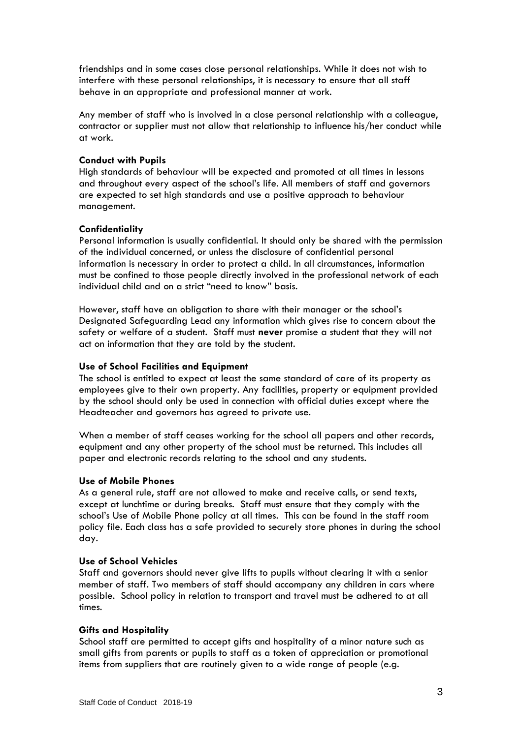friendships and in some cases close personal relationships. While it does not wish to interfere with these personal relationships, it is necessary to ensure that all staff behave in an appropriate and professional manner at work.

Any member of staff who is involved in a close personal relationship with a colleague, contractor or supplier must not allow that relationship to influence his/her conduct while at work.

**Conduct with Pupils**

High standards of behaviour will be expected and promoted at all times in lessons and throughout every aspect of the school's life. All members of staff and governors are expected to set high standards and use a positive approach to behaviour management.

**Confidentiality**

Personal information is usually confidential. It should only be shared with the permission of the individual concerned, or unless the disclosure of confidential personal information is necessary in order to protect a child. In all circumstances, information must be confined to those people directly involved in the professional network of each individual child and on a strict "need to know" basis.

However, staff have an obligation to share with their manager or the school's Designated Safeguarding Lead any information which gives rise to concern about the safety or welfare of a student. Staff must **never** promise a student that they will not act on information that they are told by the student.

**Use of School Facilities and Equipment**

The school is entitled to expect at least the same standard of care of its property as employees give to their own property. Any facilities, property or equipment provided by the school should only be used in connection with official duties except where the Headteacher and governors has agreed to private use.

When a member of staff ceases working for the school all papers and other records, equipment and any other property of the school must be returned. This includes all paper and electronic records relating to the school and any students.

**Use of Mobile Phones**

As a general rule, staff are not allowed to make and receive calls, or send texts, except at lunchtime or during breaks. Staff must ensure that they comply with the school's Use of Mobile Phone policy at all times. This can be found in the staff room policy file. Each class has a safe provided to securely store phones in during the school day.

**Use of School Vehicles**

Staff and governors should never give lifts to pupils without clearing it with a senior member of staff. Two members of staff should accompany any children in cars where possible. School policy in relation to transport and travel must be adhered to at all times.

**Gifts and Hospitality**

School staff are permitted to accept gifts and hospitality of a minor nature such as small gifts from parents or pupils to staff as a token of appreciation or promotional items from suppliers that are routinely given to a wide range of people (e.g.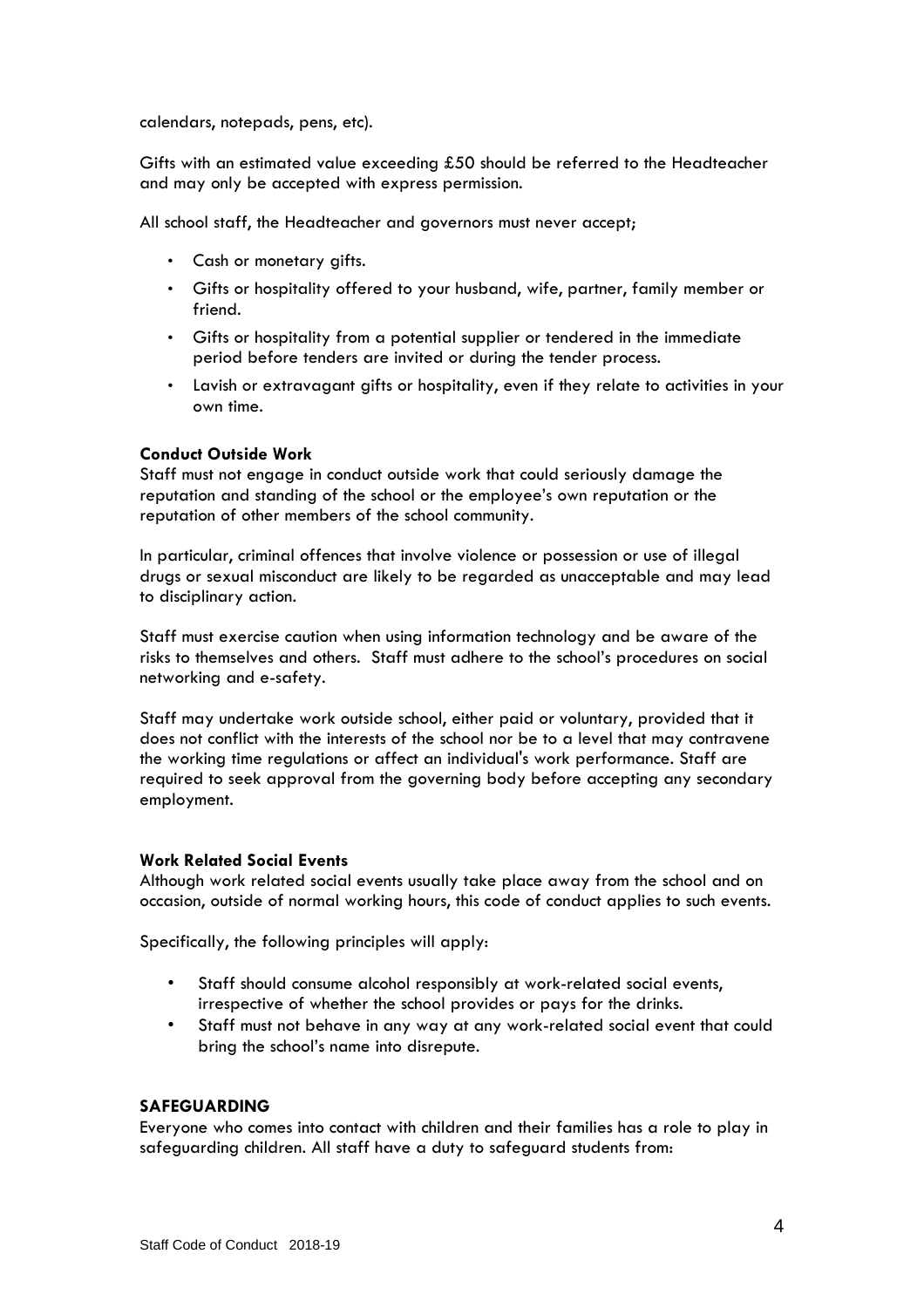calendars, notepads, pens, etc).

Gifts with an estimated value exceeding £50 should be referred to the Headteacher and may only be accepted with express permission.

All school staff, the Headteacher and governors must never accept;

- Cash or monetary gifts.
- Gifts or hospitality offered to your husband, wife, partner, family member or friend.
- Gifts or hospitality from a potential supplier or tendered in the immediate period before tenders are invited or during the tender process.
- Lavish or extravagant gifts or hospitality, even if they relate to activities in your own time.

**Conduct Outside Work**

Staff must not engage in conduct outside work that could seriously damage the reputation and standing of the school or the employee's own reputation or the reputation of other members of the school community.

In particular, criminal offences that involve violence or possession or use of illegal drugs or sexual misconduct are likely to be regarded as unacceptable and may lead to disciplinary action.

Staff must exercise caution when using information technology and be aware of the risks to themselves and others. Staff must adhere to the school's procedures on social networking and e-safety.

Staff may undertake work outside school, either paid or voluntary, provided that it does not conflict with the interests of the school nor be to a level that may contravene the working time regulations or affect an individual's work performance. Staff are required to seek approval from the governing body before accepting any secondary employment.

**Work Related Social Events**

Although work related social events usually take place away from the school and on occasion, outside of normal working hours, this code of conduct applies to such events.

Specifically, the following principles will apply:

- Staff should consume alcohol responsibly at work-related social events, irrespective of whether the school provides or pays for the drinks.
- Staff must not behave in any way at any work-related social event that could bring the school's name into disrepute.

**SAFEGUARDING**

Everyone who comes into contact with children and their families has a role to play in safeguarding children. All staff have a duty to safeguard students from: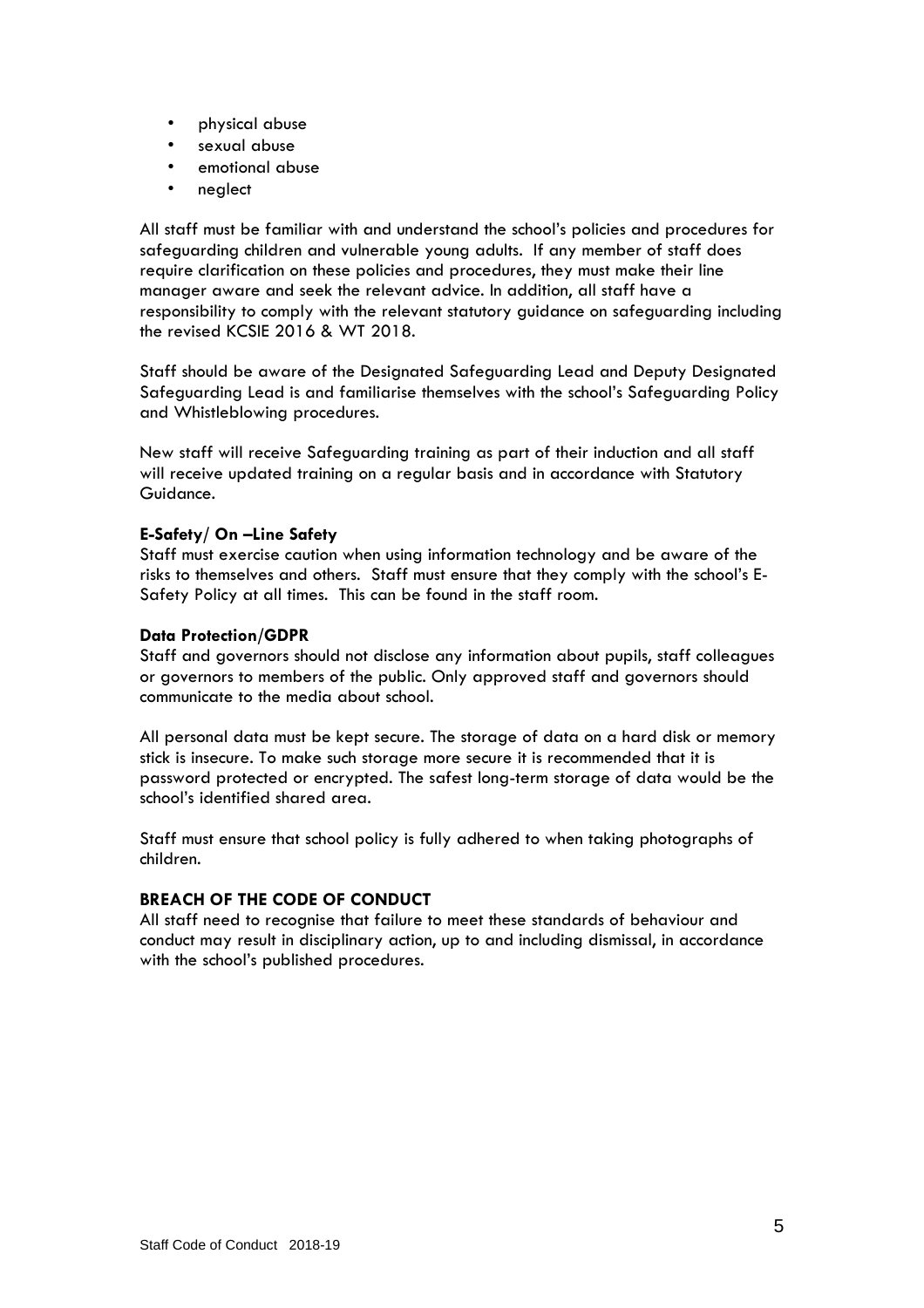- physical abuse
- sexual abuse
- emotional abuse
- neglect

All staff must be familiar with and understand the school's policies and procedures for safeguarding children and vulnerable young adults. If any member of staff does require clarification on these policies and procedures, they must make their line manager aware and seek the relevant advice. In addition, all staff have a responsibility to comply with the relevant statutory guidance on safeguarding including the revised KCSIE 2016 & WT 2018.

Staff should be aware of the Designated Safeguarding Lead and Deputy Designated Safeguarding Lead is and familiarise themselves with the school's Safeguarding Policy and Whistleblowing procedures.

New staff will receive Safeguarding training as part of their induction and all staff will receive updated training on a regular basis and in accordance with Statutory Guidance.

**E-Safety/ On –Line Safety**

Staff must exercise caution when using information technology and be aware of the risks to themselves and others. Staff must ensure that they comply with the school's E-Safety Policy at all times. This can be found in the staff room.

**Data Protection/GDPR**

Staff and governors should not disclose any information about pupils, staff colleagues or governors to members of the public. Only approved staff and governors should communicate to the media about school.

All personal data must be kept secure. The storage of data on a hard disk or memory stick is insecure. To make such storage more secure it is recommended that it is password protected or encrypted. The safest long-term storage of data would be the school's identified shared area.

Staff must ensure that school policy is fully adhered to when taking photographs of children.

**BREACH OF THE CODE OF CONDUCT**

All staff need to recognise that failure to meet these standards of behaviour and conduct may result in disciplinary action, up to and including dismissal, in accordance with the school's published procedures.